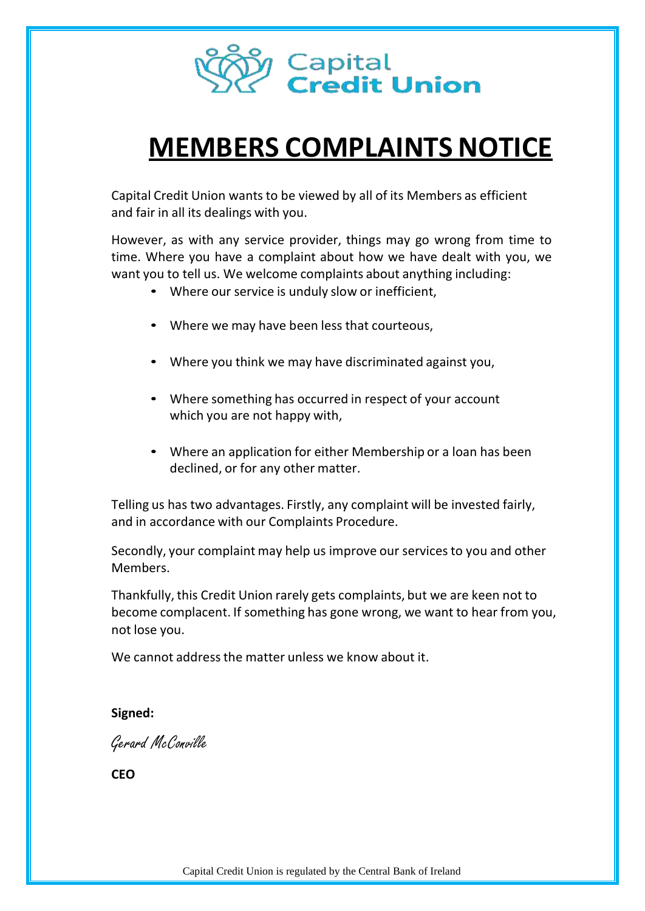Capital Credit Union

# MEMBERS COMPLAINTS NOTICE

Capital Credit Union wants to be viewed by all of its Members as efficient and fair in all its dealings with you.

However, as with any service provider, things may go wrong from time to time. Where you have a complaint about how we have dealt with you, we want you to tell us. We welcome complaints about anything including:

- Where our service is unduly slow or inefficient,
- Where we may have been less that courteous,
- Where you think we may have discriminated against you,
- Where something has occurred in respect of your account which you are not happy with,
- Where an application for either Membership or a loan has been declined, or for any other matter.

Telling us has two advantages. Firstly, any complaint will be invested fairly, and in accordance with our Complaints Procedure.

Secondly, your complaint may help us improve our services to you and other Members.

Thankfully, this Credit Union rarely gets complaints, but we are keen not to become complacent. If something has gone wrong, we want to hear from you, not lose you.

We cannot address the matter unless we know about it.

**Signed:**

*Gerard McConville*

**CEO**

Capital Credit Union is regulated by the Central Bank of Ireland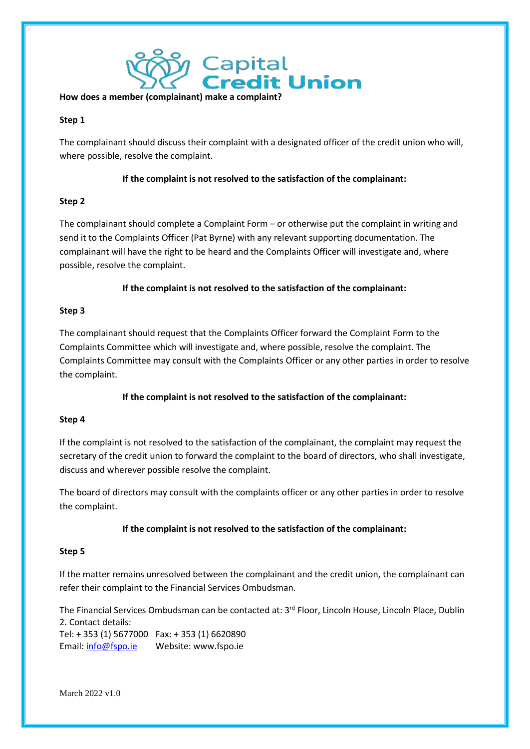Capital Credit Union

**How does a member (complainant) make a complaint?**

**Step 1**

The complainant should discuss their complaint with a designated officer of the credit union who will, where possible, resolve the complaint.

**If the complaint is not resolved to the satisfaction of the complainant:**

**Step 2**

The complainant should complete a Complaint Form – or otherwise put the complaint in writing and send it to the Complaints Officer (Pat Byrne) with any relevant supporting documentation. The complainant will have the right to be heard and the Complaints Officer will investigate and, where possible, resolve the complaint.

**If the complaint is not resolved to the satisfaction of the complainant:**

**Step 3**

The complainant should request that the Complaints Officer forward the Complaint Form to the Complaints Committee which will investigate and, where possible, resolve the complaint. The Complaints Committee may consult with the Complaints Officer or any other parties in order to resolve the complaint.

**If the complaint is not resolved to the satisfaction of the complainant:**

**Step 4**

If the complaint is not resolved to the satisfaction of the complainant, the complaint may request the secretary of the credit union to forward the complaint to the board of directors, who shall investigate, discuss and wherever possible resolve the complaint.

The board of directors may consult with the complaints officer or any other parties in order to resolve the complaint.

**If the complaint is not resolved to the satisfaction of the complainant:**

**Step 5**

If the matter remains unresolved between the complainant and the credit union, the complainant can refer their complaint to the Financial Services Ombudsman.

The Financial Services Ombudsman can be contacted at: 3rd Floor, Lincoln House, Lincoln Place, Dublin 2. Contact details:
Tel: + 353 (1) 5677000 Fax: + 353 (1) 6620890
Email: info@fspo.ie Website: www.fspo.ie

March 2022 v1.0